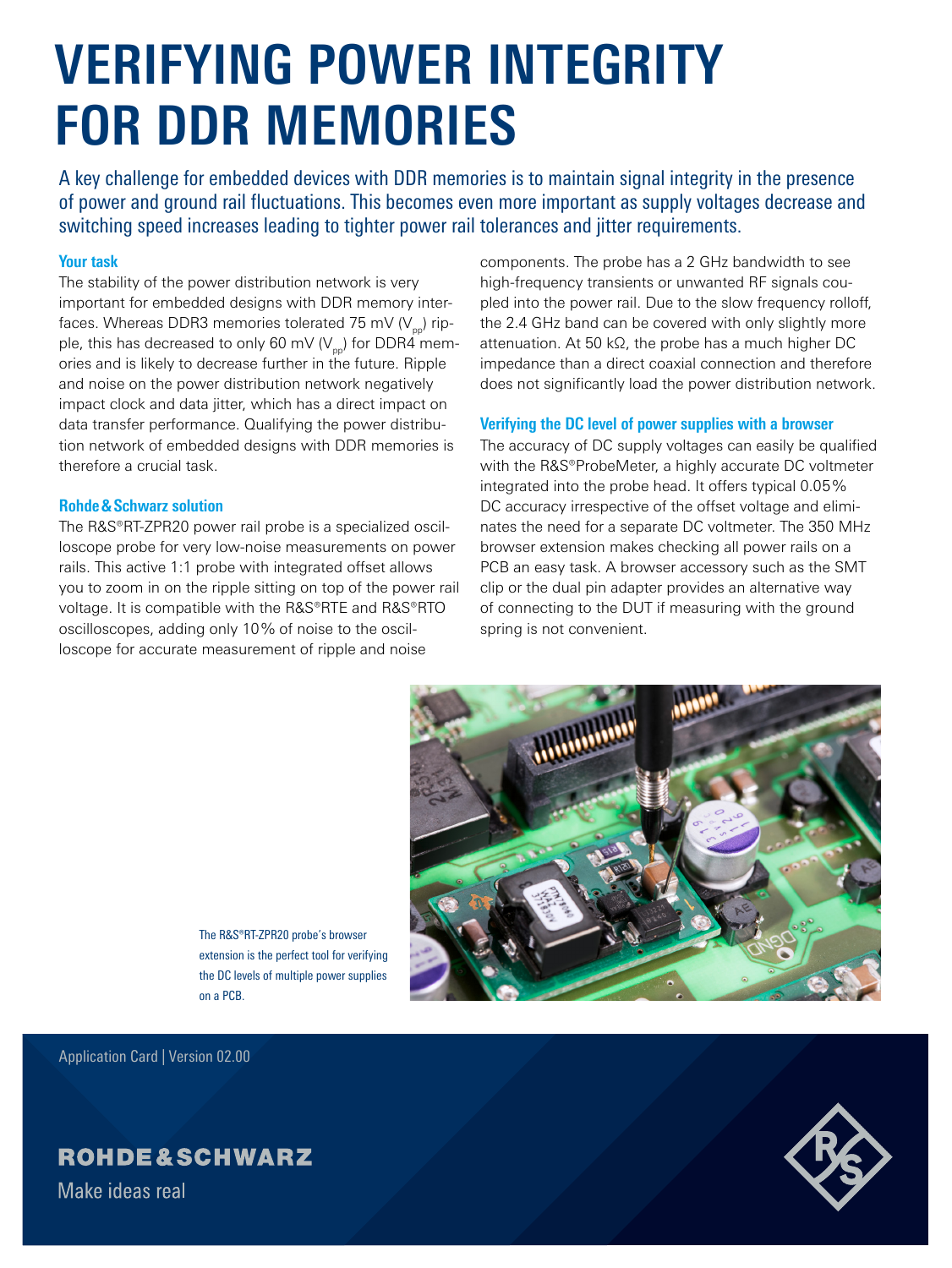# VERIFYING POWER INTEGRITY FOR DDR MEMORIES

A key challenge for embedded devices with DDR memories is to maintain signal integrity in the presence of power and ground rail fluctuations. This becomes even more important as supply voltages decrease and switching speed increases leading to tighter power rail tolerances and jitter requirements.

### Your task

The stability of the power distribution network is very important for embedded designs with DDR memory interfaces. Whereas DDR3 memories tolerated 75 mV ($V_{pp}$) ripple, this has decreased to only 60 mV ($V_{pp}$) for DDR4 memories and is likely to decrease further in the future. Ripple and noise on the power distribution network negatively impact clock and data jitter, which has a direct impact on data transfer performance. Qualifying the power distribution network of embedded designs with DDR memories is therefore a crucial task.

### Rohde & Schwarz solution

The R&S®RT-ZPR20 power rail probe is a specialized oscilloscope probe for very low-noise measurements on power rails. This active 1:1 probe with integrated offset allows you to zoom in on the ripple sitting on top of the power rail voltage. It is compatible with the R&S®RTE and R&S®RTO oscilloscopes, adding only 10% of noise to the oscilloscope for accurate measurement of ripple and noise components. The probe has a 2 GHz bandwidth to see high-frequency transients or unwanted RF signals coupled into the power rail. Due to the slow frequency rolloff, the 2.4 GHz band can be covered with only slightly more attenuation. At 50 kΩ, the probe has a much higher DC impedance than a direct coaxial connection and therefore does not significantly load the power distribution network.

### Verifying the DC level of power supplies with a browser

The accuracy of DC supply voltages can easily be qualified with the R&S®ProbeMeter, a highly accurate DC voltmeter integrated into the probe head. It offers typical 0.05% DC accuracy irrespective of the offset voltage and eliminates the need for a separate DC voltmeter. The 350 MHz browser extension makes checking all power rails on a PCB an easy task. A browser accessory such as the SMT clip or the dual pin adapter provides an alternative way of connecting to the DUT if measuring with the ground spring is not convenient.

The R&S®RT-ZPR20 probe's browser extension is the perfect tool for verifying the DC levels of multiple power supplies on a PCB.

Application Card | Version 02.00

ROHDE&SCHWARZ

Make ideas real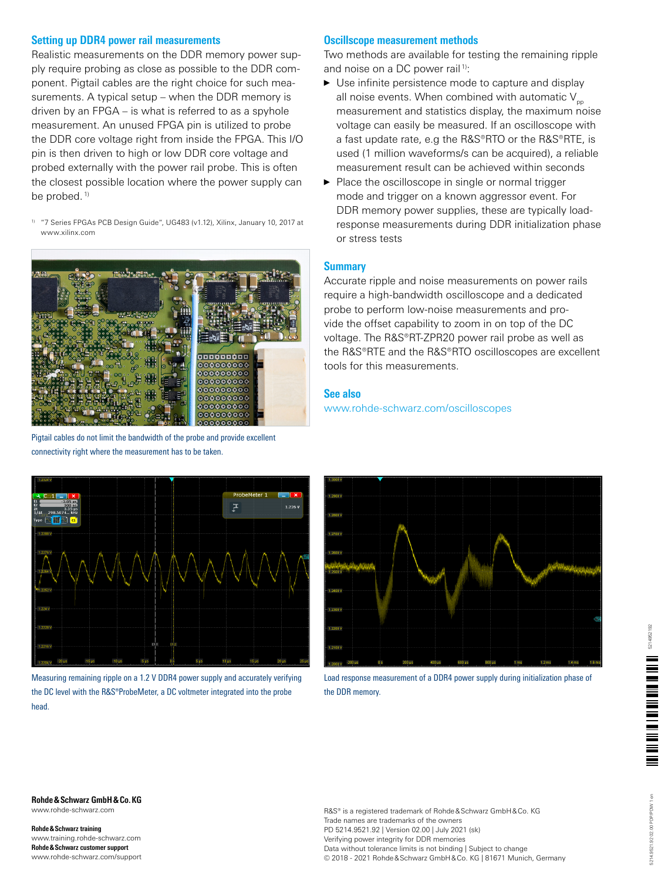## Setting up DDR4 power rail measurements

Realistic measurements on the DDR memory power supply require probing as close as possible to the DDR component. Pigtail cables are the right choice for such measurements. A typical setup – when the DDR memory is driven by an FPGA – is what is referred to as a spyhole measurement. An unused FPGA pin is utilized to probe the DDR core voltage right from inside the FPGA. This I/O pin is then driven to high or low DDR core voltage and probed externally with the power rail probe. This is often the closest possible location where the power supply can be probed. [1]

[1] "7 Series FPGAs PCB Design Guide", UG483 (v1.12), Xilinx, January 10, 2017 at www.xilinx.com

Pigtail cables do not limit the bandwidth of the probe and provide excellent connectivity right where the measurement has to be taken.

## Oscilloscope measurement methods

Two methods are available for testing the remaining ripple and noise on a DC power rail [1]:

- Use infinite persistence mode to capture and display all noise events. When combined with automatic $V_{pp}$ measurement and statistics display, the maximum noise voltage can easily be measured. If an oscilloscope with a fast update rate, e.g the R&S®RTO or the R&S®RTE, is used (1 million waveforms/s can be acquired), a reliable measurement result can be achieved within seconds
- Place the oscilloscope in single or normal trigger mode and trigger on a known aggressor event. For DDR memory power supplies, these are typically load-response measurements during DDR initialization phase or stress tests

## Summary

Accurate ripple and noise measurements on power rails require a high-bandwidth oscilloscope and a dedicated probe to perform low-noise measurements and provide the offset capability to zoom in on top of the DC voltage. The R&S®RT-ZPR20 power rail probe as well as the R&S®RTE and the R&S®RTO oscilloscopes are excellent tools for this measurements.

## See also

www.rohde-schwarz.com/oscilloscopes

Measuring remaining ripple on a 1.2 V DDR4 power supply and accurately verifying the DC level with the R&S®ProbeMeter, a DC voltmeter integrated into the probe head.

Load response measurement of a DDR4 power supply during initialization phase of the DDR memory.

**Rohde & Schwarz GmbH & Co. KG**
www.rohde-schwarz.com

**Rohde & Schwarz training**
www.training.rohde-schwarz.com
**Rohde & Schwarz customer support**
www.rohde-schwarz.com/support

R&S® is a registered trademark of Rohde & Schwarz GmbH & Co. KG
Trade names are trademarks of the owners
PD 5214.9521.92 | Version 02.00 | July 2021 (sk)
Verifying power integrity for DDR memories
Data without tolerance limits is not binding | Subject to change
© 2018 - 2021 Rohde & Schwarz GmbH & Co. KG | 81671 Munich, Germany